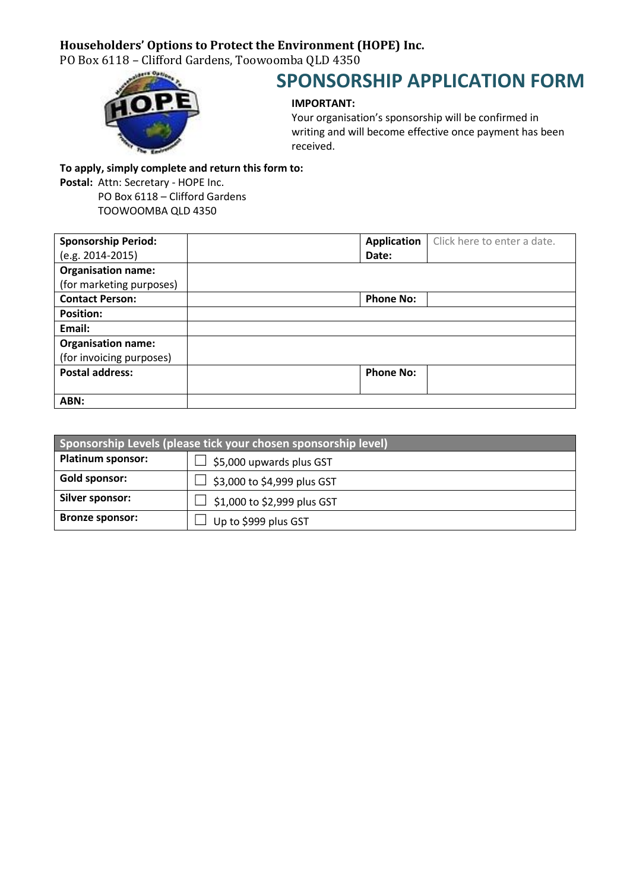**Householders' Options to Protect the Environment (HOPE) Inc.**
PO Box 6118 – Clifford Gardens, Toowoomba QLD 4350

# SPONSORSHIP APPLICATION FORM

**IMPORTANT:**
Your organisation's sponsorship will be confirmed in writing and will become effective once payment has been received.

**To apply, simply complete and return this form to:**
**Postal:** Attn: Secretary - HOPE Inc.
PO Box 6118 – Clifford Gardens
TOOWOOMBA QLD 4350

| **Sponsorship Period:** (e.g. 2014-2015) | | **Application Date:** | Click here to enter a date. |
|---|---|---|---|
| **Organisation name:** (for marketing purposes) | | | |
| **Contact Person:** | | **Phone No:** | |
| **Position:** | | | |
| **Email:** | | | |
| **Organisation name:** (for invoicing purposes) | | | |
| **Postal address:** | | **Phone No:** | |
| **ABN:** | | | |

| Sponsorship Levels (please tick your chosen sponsorship level) | |
|---|---|
| **Platinum sponsor:** | ☐ $5,000 upwards plus GST |
| **Gold sponsor:** | ☐ $3,000 to $4,999 plus GST |
| **Silver sponsor:** | ☐ $1,000 to $2,999 plus GST |
| **Bronze sponsor:** | ☐ Up to $999 plus GST |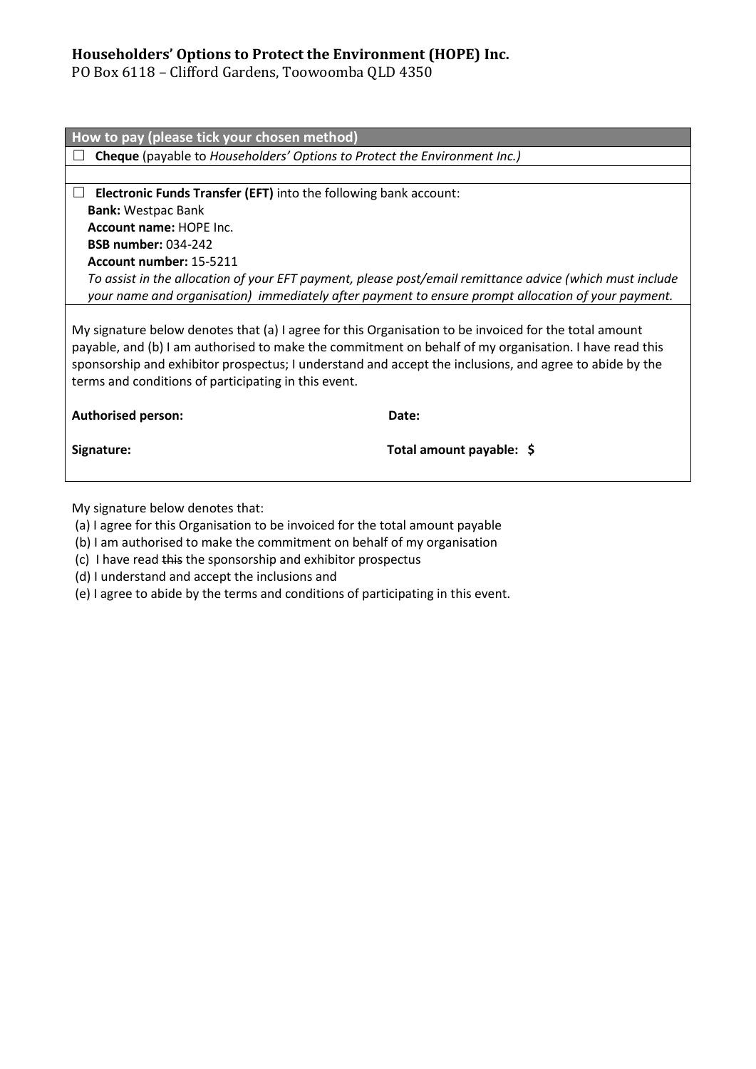**Householders' Options to Protect the Environment (HOPE) Inc.**

PO Box 6118 – Clifford Gardens, Toowoomba QLD 4350

| **How to pay (please tick your chosen method)** | |
|---|---|
| ☐ **Cheque** (payable to *Householders' Options to Protect the Environment Inc.)* | |
| | |
| ☐ **Electronic Funds Transfer (EFT)** into the following bank account:<br>**Bank:** Westpac Bank<br>**Account name:** HOPE Inc.<br>**BSB number:** 034-242<br>**Account number:** 15-5211<br>*To assist in the allocation of your EFT payment, please post/email remittance advice (which must include your name and organisation) immediately after payment to ensure prompt allocation of your payment.* | |
| My signature below denotes that (a) I agree for this Organisation to be invoiced for the total amount payable, and (b) I am authorised to make the commitment on behalf of my organisation. I have read this sponsorship and exhibitor prospectus; I understand and accept the inclusions, and agree to abide by the terms and conditions of participating in this event. | |
| **Authorised person:** | **Date:** |
| **Signature:** | **Total amount payable: $** |

My signature below denotes that:

(a) I agree for this Organisation to be invoiced for the total amount payable

(b) I am authorised to make the commitment on behalf of my organisation

(c) I have read ~~this~~ the sponsorship and exhibitor prospectus

(d) I understand and accept the inclusions and

(e) I agree to abide by the terms and conditions of participating in this event.